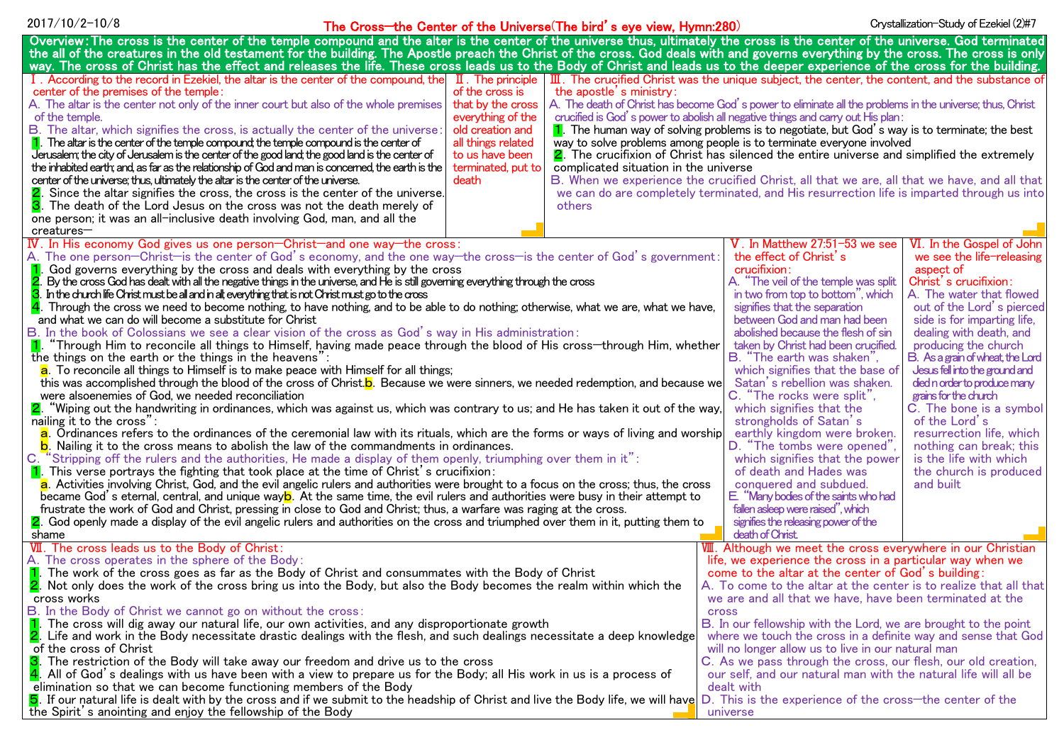2017/10/2-10/8

# The Cross—the Center of the Universe(The bird's eye view, Hymn:280)

Crystallization-Study of Ezekiel (2)#7

**Overview:** The cross is the center of the temple compound and the alter is the center of the universe thus, ultimately the cross is the center of the universe. God terminated the all of the creatures in the old testament for the building. The Apostle preach the Christ of the cross. God deals with and governs everything by the cross. The cross is only way. The cross of Christ has the effect and releases the life. These cross leads us to the Body of Christ and leads us to the deeper experience of the cross for the building.

## Ⅰ. According to the record in Ezekiel, the altar is the center of the compound, the center of the premises of the temple:

A. The altar is the center not only of the inner court but also of the whole premises of the temple.

B. The altar, which signifies the cross, is actually the center of the universe:

1. The altar is the center of the temple compound; the temple compound is the center of Jerusalem; the city of Jerusalem is the center of the good land; the good land is the center of the inhabited earth; and, as far as the relationship of God and man is concerned, the earth is the center of the universe; thus, ultimately the altar is the center of the universe.
2. Since the altar signifies the cross, the cross is the center of the universe.
3. The death of the Lord Jesus on the cross was not the death merely of one person; it was an all-inclusive death involving God, man, and all the creatures—

## Ⅱ. The principle of the cross is that by the cross everything of the old creation and all things related to us have been terminated, put to death

## Ⅲ. The crucified Christ was the unique subject, the center, the content, and the substance of the apostle's ministry:

A. The death of Christ has become God's power to eliminate all the problems in the universe; thus, Christ crucified is God's power to abolish all negative things and carry out His plan:

1. The human way of solving problems is to negotiate, but God's way is to terminate; the best way to solve problems among people is to terminate everyone involved
2. The crucifixion of Christ has silenced the entire universe and simplified the extremely complicated situation in the universe

B. When we experience the crucified Christ, all that we are, all that we have, and all that we can do are completely terminated, and His resurrection life is imparted through us into others

## Ⅳ. In His economy God gives us one person—Christ—and one way—the cross:

A. The one person—Christ—is the center of God's economy, and the one way—the cross—is the center of God's government:

1. God governs everything by the cross and deals with everything by the cross
2. By the cross God has dealt with all the negative things in the universe, and He is still governing everything through the cross
3. In the church life Christ must be all and in all; everything that is not Christ must go to the cross
4. Through the cross we need to become nothing, to have nothing, and to be able to do nothing; otherwise, what we are, what we have, and what we can do will become a substitute for Christ

B. In the book of Colossians we see a clear vision of the cross as God's way in His administration:

1. "Through Him to reconcile all things to Himself, having made peace through the blood of His cross—through Him, whether the things on the earth or the things in the heavens":
   a. To reconcile all things to Himself is to make peace with Himself for all things; this was accomplished through the blood of the cross of Christ.
   b. Because we were sinners, we needed redemption, and because we were alsoenemies of God, we needed reconciliation
2. "Wiping out the handwriting in ordinances, which was against us, which was contrary to us; and He has taken it out of the way, nailing it to the cross":
   a. Ordinances refers to the ordinances of the ceremonial law with its rituals, which are the forms or ways of living and worship
   b. Nailing it to the cross means to abolish the law of the commandments in ordinances.

C. "Stripping off the rulers and the authorities, He made a display of them openly, triumphing over them in it":

1. This verse portrays the fighting that took place at the time of Christ's crucifixion:
   a. Activities involving Christ, God, and the evil angelic rulers and authorities were brought to a focus on the cross; thus, the cross became God's eternal, central, and unique way
   b. At the same time, the evil rulers and authorities were busy in their attempt to frustrate the work of God and Christ, pressing in close to God and Christ; thus, a warfare was raging at the cross.
2. God openly made a display of the evil angelic rulers and authorities on the cross and triumphed over them in it, putting them to shame

## Ⅴ. In Matthew 27:51-53 we see the effect of Christ's crucifixion:

A. "The veil of the temple was split in two from top to bottom", which signifies that the separation between God and man had been abolished because the flesh of sin taken by Christ had been crucified.

B. "The earth was shaken", which signifies that the base of Satan's rebellion was shaken.

C. "The rocks were split", which signifies that the strongholds of Satan's earthly kingdom were broken.

D. "The tombs were opened", which signifies that the power of death and Hades was conquered and subdued.

E. "Many bodies of the saints who had fallen asleep were raised", which signifies the releasing power of the death of Christ.

## Ⅵ. In the Gospel of John we see the life-releasing aspect of Christ's crucifixion:

A. The water that flowed out of the Lord's pierced side is for imparting life, dealing with death, and producing the church

B. As a grain of wheat, the Lord Jesus fell into the ground and died n order to produce many grains for the church

C. The bone is a symbol of the Lord's resurrection life, which nothing can break; this is the life with which the church is produced and built

## Ⅶ. The cross leads us to the Body of Christ:

A. The cross operates in the sphere of the Body:

1. The work of the cross goes as far as the Body of Christ and consummates with the Body of Christ
2. Not only does the work of the cross bring us into the Body, but also the Body becomes the realm within which the cross works

B. In the Body of Christ we cannot go on without the cross:

1. The cross will dig away our natural life, our own activities, and any disproportionate growth
2. Life and work in the Body necessitate drastic dealings with the flesh, and such dealings necessitate a deep knowledge of the cross of Christ
3. The restriction of the Body will take away our freedom and drive us to the cross
4. All of God's dealings with us have been with a view to prepare us for the Body; all His work in us is a process of elimination so that we can become functioning members of the Body
5. If our natural life is dealt with by the cross and if we submit to the headship of Christ and live the Body life, we will have the Spirit's anointing and enjoy the fellowship of the Body

## Ⅷ. Although we meet the cross everywhere in our Christian life, we experience the cross in a particular way when we come to the altar at the center of God's building:

A. To come to the altar at the center is to realize that all that we are and all that we have, have been terminated at the cross

B. In our fellowship with the Lord, we are brought to the point where we touch the cross in a definite way and sense that God will no longer allow us to live in our natural man

C. As we pass through the cross, our flesh, our old creation, our self, and our natural man with the natural life will all be dealt with

D. This is the experience of the cross—the center of the universe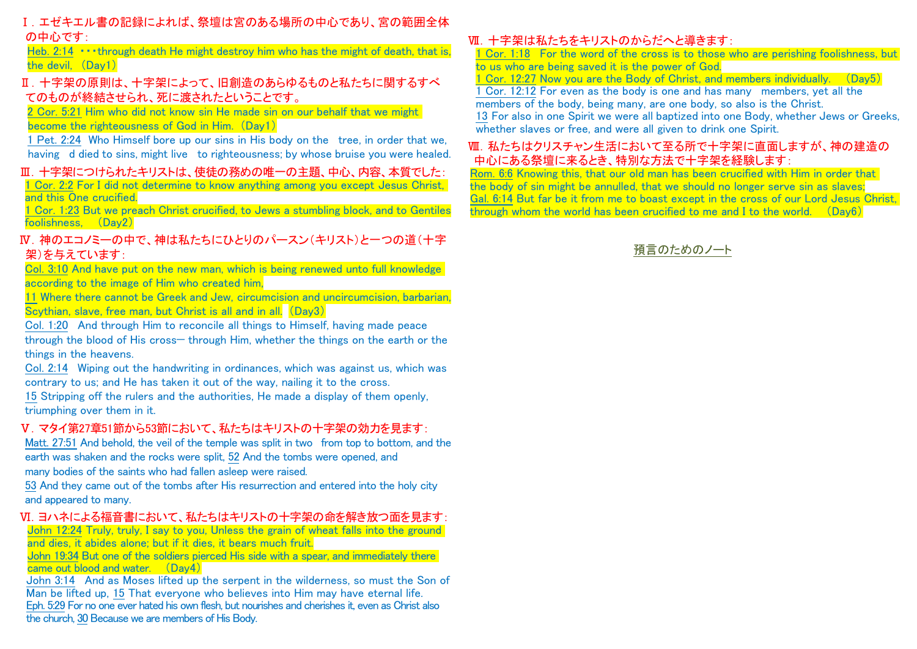## Ⅰ. エゼキエル書の記録によれば、祭壇は宮のある場所の中心であり、宮の範囲全体の中心です:

Heb. 2:14 ・・・through death He might destroy him who has the might of death, that is, the devil, (Day1)

## Ⅱ. 十字架の原則は、十字架によって、旧創造のあらゆるものと私たちに関するすべてのものが終結せられ、死に渡されたということです。

2 Cor. 5:21 Him who did not know sin He made sin on our behalf that we might become the righteousness of God in Him. (Day1)

1 Pet. 2:24 Who Himself bore up our sins in His body on the tree, in order that we, having d died to sins, might live to righteousness; by whose bruise you were healed.

## Ⅲ. 十字架につけられたキリストは、使徒の務めの唯一の主題、中心、内容、本質でした:

1 Cor. 2:2 For I did not determine to know anything among you except Jesus Christ, and this One crucified.

1 Cor. 1:23 But we preach Christ crucified, to Jews a stumbling block, and to Gentiles foolishness, (Day2)

## Ⅳ. 神のエコノミーの中で、神は私たちにひとりのパースン(キリスト)と一つの道(十字架)を与えています:

Col. 3:10 And have put on the new man, which is being renewed unto full knowledge according to the image of Him who created him,

11 Where there cannot be Greek and Jew, circumcision and uncircumcision, barbarian, Scythian, slave, free man, but Christ is all and in all. (Day3)

Col. 1:20 And through Him to reconcile all things to Himself, having made peace through the blood of His cross— through Him, whether the things on the earth or the things in the heavens.

Col. 2:14 Wiping out the handwriting in ordinances, which was against us, which was contrary to us; and He has taken it out of the way, nailing it to the cross.

15 Stripping off the rulers and the authorities, He made a display of them openly, triumphing over them in it.

## Ⅴ. マタイ第27章51節から53節において、私たちはキリストの十字架の効力を見ます:

Matt. 27:51 And behold, the veil of the temple was split in two from top to bottom, and the earth was shaken and the rocks were split, 52 And the tombs were opened, and many bodies of the saints who had fallen asleep were raised.

53 And they came out of the tombs after His resurrection and entered into the holy city and appeared to many.

## Ⅵ. ヨハネによる福音書において、私たちはキリストの十字架の命を解き放つ面を見ます:

John 12:24 Truly, truly, I say to you, Unless the grain of wheat falls into the ground and dies, it abides alone; but if it dies, it bears much fruit.

John 19:34 But one of the soldiers pierced His side with a spear, and immediately there came out blood and water. (Day4)

John 3:14 And as Moses lifted up the serpent in the wilderness, so must the Son of Man be lifted up, 15 That everyone who believes into Him may have eternal life.

Eph. 5:29 For no one ever hated his own flesh, but nourishes and cherishes it, even as Christ also the church, 30 Because we are members of His Body.

## Ⅶ. 十字架は私たちをキリストのからだへと導きます:

1 Cor. 1:18 For the word of the cross is to those who are perishing foolishness, but to us who are being saved it is the power of God.

1 Cor. 12:27 Now you are the Body of Christ, and members individually. (Day5)

1 Cor. 12:12 For even as the body is one and has many members, yet all the members of the body, being many, are one body, so also is the Christ.

13 For also in one Spirit we were all baptized into one Body, whether Jews or Greeks, whether slaves or free, and were all given to drink one Spirit.

## Ⅷ. 私たちはクリスチャン生活において至る所で十字架に直面しますが、神の建造の中心にある祭壇に来るとき、特別な方法で十字架を経験します:

Rom. 6:6 Knowing this, that our old man has been crucified with Him in order that the body of sin might be annulled, that we should no longer serve sin as slaves;

Gal. 6:14 But far be it from me to boast except in the cross of our Lord Jesus Christ, through whom the world has been crucified to me and I to the world. (Day6)

預言のためのノート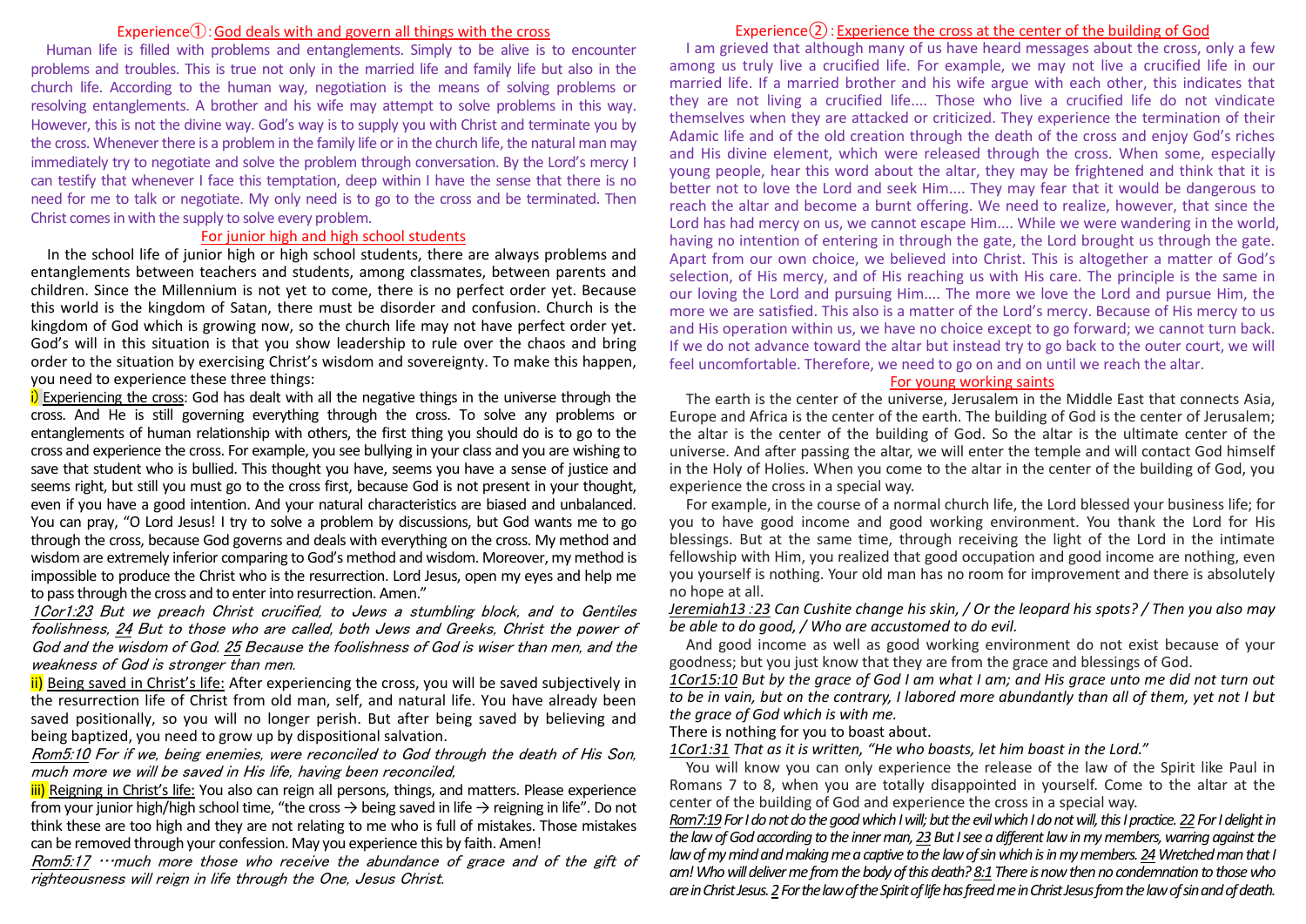## Experience①: God deals with and govern all things with the cross

Human life is filled with problems and entanglements. Simply to be alive is to encounter problems and troubles. This is true not only in the married life and family life but also in the church life. According to the human way, negotiation is the means of solving problems or resolving entanglements. A brother and his wife may attempt to solve problems in this way. However, this is not the divine way. God's way is to supply you with Christ and terminate you by the cross. Whenever there is a problem in the family life or in the church life, the natural man may immediately try to negotiate and solve the problem through conversation. By the Lord's mercy I can testify that whenever I face this temptation, deep within I have the sense that there is no need for me to talk or negotiate. My only need is to go to the cross and be terminated. Then Christ comes in with the supply to solve every problem.

### For junior high and high school students

In the school life of junior high or high school students, there are always problems and entanglements between teachers and students, among classmates, between parents and children. Since the Millennium is not yet to come, there is no perfect order yet. Because this world is the kingdom of Satan, there must be disorder and confusion. Church is the kingdom of God which is growing now, so the church life may not have perfect order yet. God's will in this situation is that you show leadership to rule over the chaos and bring order to the situation by exercising Christ's wisdom and sovereignty. To make this happen, you need to experience these three things:

i) Experiencing the cross: God has dealt with all the negative things in the universe through the cross. And He is still governing everything through the cross. To solve any problems or entanglements of human relationship with others, the first thing you should do is to go to the cross and experience the cross. For example, you see bullying in your class and you are wishing to save that student who is bullied. This thought you have, seems you have a sense of justice and seems right, but still you must go to the cross first, because God is not present in your thought, even if you have a good intention. And your natural characteristics are biased and unbalanced. You can pray, "O Lord Jesus! I try to solve a problem by discussions, but God wants me to go through the cross, because God governs and deals with everything on the cross. My method and wisdom are extremely inferior comparing to God's method and wisdom. Moreover, my method is impossible to produce the Christ who is the resurrection. Lord Jesus, open my eyes and help me to pass through the cross and to enter into resurrection. Amen."

*1Cor1:23 But we preach Christ crucified, to Jews a stumbling block, and to Gentiles foolishness, 24 But to those who are called, both Jews and Greeks, Christ the power of God and the wisdom of God. 25 Because the foolishness of God is wiser than men, and the weakness of God is stronger than men.*

ii) Being saved in Christ's life: After experiencing the cross, you will be saved subjectively in the resurrection life of Christ from old man, self, and natural life. You have already been saved positionally, so you will no longer perish. But after being saved by believing and being baptized, you need to grow up by dispositional salvation.

*Rom5:10 For if we, being enemies, were reconciled to God through the death of His Son, much more we will be saved in His life, having been reconciled,*

iii) Reigning in Christ's life: You also can reign all persons, things, and matters. Please experience from your junior high/high school time, "the cross → being saved in life → reigning in life". Do not think these are too high and they are not relating to me who is full of mistakes. Those mistakes can be removed through your confession. May you experience this by faith. Amen!

*Rom5:17 …much more those who receive the abundance of grace and of the gift of righteousness will reign in life through the One, Jesus Christ.*

## Experience②: Experience the cross at the center of the building of God

I am grieved that although many of us have heard messages about the cross, only a few among us truly live a crucified life. For example, we may not live a crucified life in our married life. If a married brother and his wife argue with each other, this indicates that they are not living a crucified life.... Those who live a crucified life do not vindicate themselves when they are attacked or criticized. They experience the termination of their Adamic life and of the old creation through the death of the cross and enjoy God's riches and His divine element, which were released through the cross. When some, especially young people, hear this word about the altar, they may be frightened and think that it is better not to love the Lord and seek Him.... They may fear that it would be dangerous to reach the altar and become a burnt offering. We need to realize, however, that since the Lord has had mercy on us, we cannot escape Him.... While we were wandering in the world, having no intention of entering in through the gate, the Lord brought us through the gate. Apart from our own choice, we believed into Christ. This is altogether a matter of God's selection, of His mercy, and of His reaching us with His care. The principle is the same in our loving the Lord and pursuing Him.... The more we love the Lord and pursue Him, the more we are satisfied. This also is a matter of the Lord's mercy. Because of His mercy to us and His operation within us, we have no choice except to go forward; we cannot turn back. If we do not advance toward the altar but instead try to go back to the outer court, we will feel uncomfortable. Therefore, we need to go on and on until we reach the altar.

### For young working saints

The earth is the center of the universe, Jerusalem in the Middle East that connects Asia, Europe and Africa is the center of the earth. The building of God is the center of Jerusalem; the altar is the center of the building of God. So the altar is the ultimate center of the universe. And after passing the altar, we will enter the temple and will contact God himself in the Holy of Holies. When you come to the altar in the center of the building of God, you experience the cross in a special way.

For example, in the course of a normal church life, the Lord blessed your business life; for you to have good income and good working environment. You thank the Lord for His blessings. But at the same time, through receiving the light of the Lord in the intimate fellowship with Him, you realized that good occupation and good income are nothing, even you yourself is nothing. Your old man has no room for improvement and there is absolutely no hope at all.

*Jeremiah13 :23 Can Cushite change his skin, / Or the leopard his spots? / Then you also may be able to do good, / Who are accustomed to do evil.*

And good income as well as good working environment do not exist because of your goodness; but you just know that they are from the grace and blessings of God.

*1Cor15:10 But by the grace of God I am what I am; and His grace unto me did not turn out to be in vain, but on the contrary, I labored more abundantly than all of them, yet not I but the grace of God which is with me.*

There is nothing for you to boast about.

*1Cor1:31 That as it is written, "He who boasts, let him boast in the Lord."*

You will know you can only experience the release of the law of the Spirit like Paul in Romans 7 to 8, when you are totally disappointed in yourself. Come to the altar at the center of the building of God and experience the cross in a special way.

*Rom7:19 For I do not do the good which I will; but the evil which I do not will, this I practice. 22 For I delight in the law of God according to the inner man, 23 But I see a different law in my members, warring against the law of my mind and making me a captive to the law of sin which is in my members. 24 Wretched man that I am! Who will deliver me from the body of this death? 8:1 There is now then no condemnation to those who are in Christ Jesus. 2 For the law of the Spirit of life has freed me in Christ Jesus from the law of sin and of death.*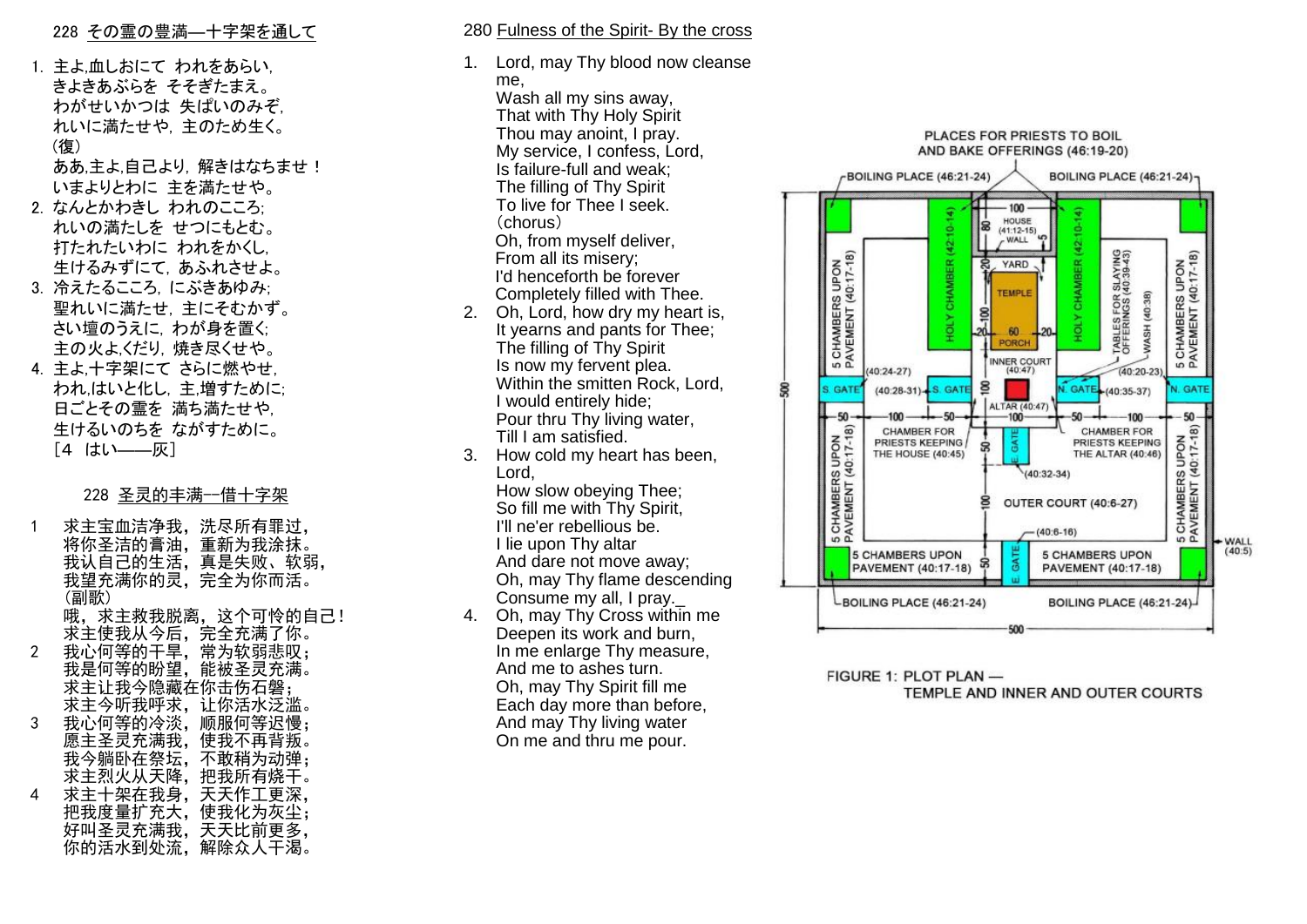## 228 その霊の豊満—十字架を通して

1. 主よ,血しおにて われをあらい,
   きよきあぶらを そそぎたまえ。
   わがせいかつは 失ぱいのみぞ,
   れいに満たせや, 主のため生く。
   (復)
   ああ,主よ,自己より, 解きはなちませ！
   いまよりとわに 主を満たせや。
2. なんとかわきし われのこころ;
   れいの満たしを せつにもとむ。
   打たれたいわに われをかくし,
   生けるみずにて, あふれさせよ。
3. 冷えたるこころ, にぶきあゆみ;
   聖れいに満たせ, 主にそむかず。
   さい壇のうえに, わが身を置く;
   主の火よ,くだり, 焼き尽くせや。
4. 主よ,十字架にて さらに燃やせ,
   われ,はいと化し, 主,増すために;
   日ごとその霊を 満ち満たせや,
   生けるいのちを ながすために。
   [4 はい——灰]

## 228 圣灵的丰满--借十字架

1. 求主宝血洁净我，洗尽所有罪过，
   将你圣洁的膏油，重新为我涂抹。
   我认自己的生活，真是失败、软弱，
   我望充满你的灵，完全为你而活。
   (副歌)
   哦，求主救我脱离，这个可怜的自己！
   求主使我从今后，完全充满了你。
2. 我心何等的干旱，常为软弱悲叹；
   我是何等的盼望，能被圣灵充满。
   求主让我今隐藏在你击伤石磐；
   求主今听我呼求，让你活水泛滥。
3. 我心何等的冷淡，顺服何等迟慢；
   愿主圣灵充满我，使我不再背叛。
   我今躺卧在祭坛，不敢稍为动弹；
   求主烈火从天降，把我所有烧干。
4. 求主十架在我身，天天作工更深，
   把我度量扩充大，使我化为灰尘；
   好叫圣灵充满我，天天比前更多，
   你的活水到处流，解除众人干渴。

## 280 Fulness of the Spirit- By the cross

1. Lord, may Thy blood now cleanse me,
   Wash all my sins away,
   That with Thy Holy Spirit
   Thou may anoint, I pray.
   My service, I confess, Lord,
   Is failure-full and weak;
   The filling of Thy Spirit
   To live for Thee I seek.
   (chorus)
   Oh, from myself deliver,
   From all its misery;
   I'd henceforth be forever
   Completely filled with Thee.
2. Oh, Lord, how dry my heart is,
   It yearns and pants for Thee;
   The filling of Thy Spirit
   Is now my fervent plea.
   Within the smitten Rock, Lord,
   I would entirely hide;
   Pour thru Thy living water,
   Till I am satisfied.
3. How cold my heart has been, Lord,
   How slow obeying Thee;
   So fill me with Thy Spirit,
   I'll ne'er rebellious be.
   I lie upon Thy altar
   And dare not move away;
   Oh, may Thy flame descending
   Consume my all, I pray.
4. Oh, may Thy Cross within me
   Deepen its work and burn,
   In me enlarge Thy measure,
   And me to ashes turn.
   Oh, may Thy Spirit fill me
   Each day more than before,
   And may Thy living water
   On me and thru me pour.

PLACES FOR PRIESTS TO BOIL AND BAKE OFFERINGS (46:19-20)
BOILING PLACE (46:21-24)
BOILING PLACE (46:21-24)
HOUSE (41:12-15)
WALL
YARD
TEMPLE
PORCH
HOLY CHAMBER (42:10-14)
HOLY CHAMBER (42:10-14)
5 CHAMBERS UPON PAVEMENT (40:17-18)
TABLES FOR SLAYING OFFERINGS (40:39-43)
WASH (40:38)
INNER COURT (40:47)
(40:24-27)
(40:20-23)
S. GATE
(40:28-31)
S. GATE
ALTAR (40:47)
N. GATE
(40:35-37)
N. GATE
CHAMBER FOR PRIESTS KEEPING THE HOUSE (40:45)
CHAMBER FOR PRIESTS KEEPING THE ALTAR (40:46)
E. GATE
(40:32-34)
OUTER COURT (40:6-27)
(40:6-16)
WALL (40:5)
E. GATE
500
100 80 20 5 60 50

FIGURE 1: PLOT PLAN — TEMPLE AND INNER AND OUTER COURTS